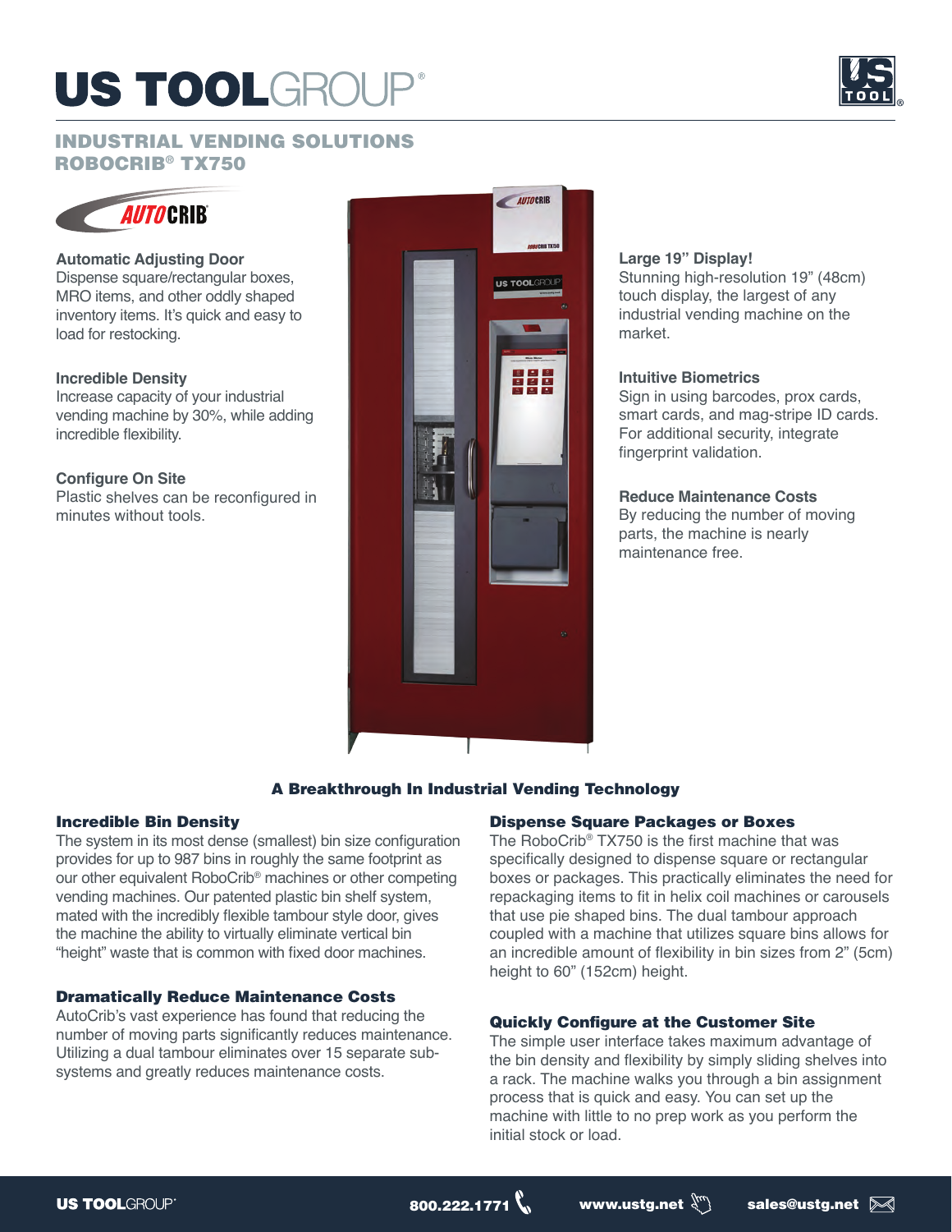# US TOOLGROUP®

## INDUSTRIAL VENDING SOLUTIONS
## ROBOCRIB® TX750

**Automatic Adjusting Door**
Dispense square/rectangular boxes, MRO items, and other oddly shaped inventory items. It's quick and easy to load for restocking.

**Incredible Density**
Increase capacity of your industrial vending machine by 30%, while adding incredible flexibility.

**Configure On Site**
Plastic shelves can be reconfigured in minutes without tools.

**Large 19" Display!**
Stunning high-resolution 19" (48cm) touch display, the largest of any industrial vending machine on the market.

**Intuitive Biometrics**
Sign in using barcodes, prox cards, smart cards, and mag-stripe ID cards. For additional security, integrate fingerprint validation.

**Reduce Maintenance Costs**
By reducing the number of moving parts, the machine is nearly maintenance free.

### A Breakthrough In Industrial Vending Technology

#### Incredible Bin Density
The system in its most dense (smallest) bin size configuration provides for up to 987 bins in roughly the same footprint as our other equivalent RoboCrib® machines or other competing vending machines. Our patented plastic bin shelf system, mated with the incredibly flexible tambour style door, gives the machine the ability to virtually eliminate vertical bin "height" waste that is common with fixed door machines.

#### Dramatically Reduce Maintenance Costs
AutoCrib's vast experience has found that reducing the number of moving parts significantly reduces maintenance. Utilizing a dual tambour eliminates over 15 separate sub-systems and greatly reduces maintenance costs.

#### Dispense Square Packages or Boxes
The RoboCrib® TX750 is the first machine that was specifically designed to dispense square or rectangular boxes or packages. This practically eliminates the need for repackaging items to fit in helix coil machines or carousels that use pie shaped bins. The dual tambour approach coupled with a machine that utilizes square bins allows for an incredible amount of flexibility in bin sizes from 2" (5cm) height to 60" (152cm) height.

#### Quickly Configure at the Customer Site
The simple user interface takes maximum advantage of the bin density and flexibility by simply sliding shelves into a rack. The machine walks you through a bin assignment process that is quick and easy. You can set up the machine with little to no prep work as you perform the initial stock or load.

US TOOLGROUP® 800.222.1771 www.ustg.net sales@ustg.net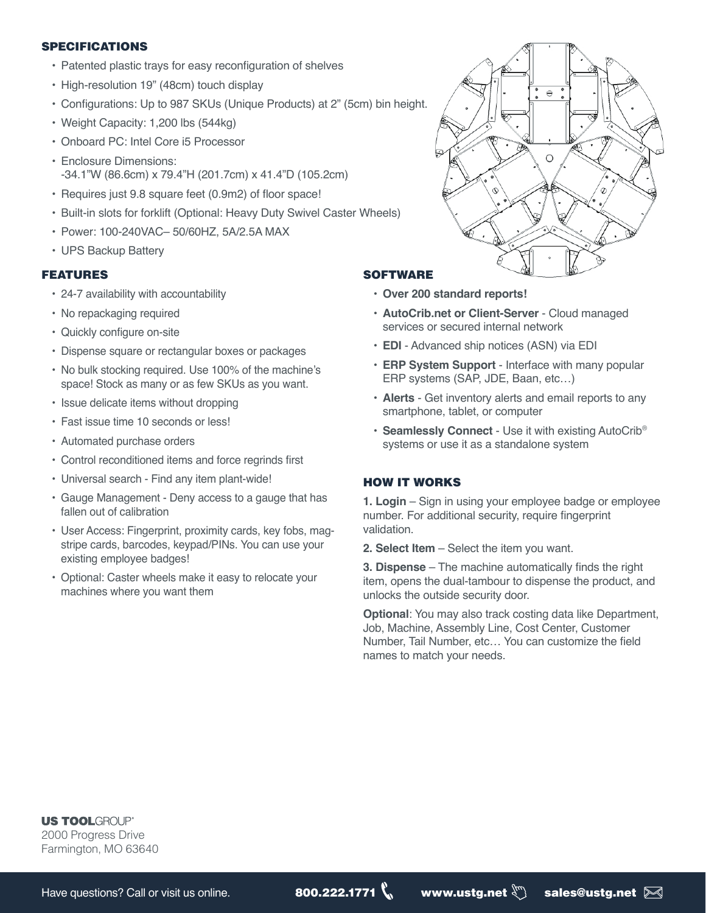## SPECIFICATIONS

- Patented plastic trays for easy reconfiguration of shelves
- High-resolution 19” (48cm) touch display
- Configurations: Up to 987 SKUs (Unique Products) at 2” (5cm) bin height.
- Weight Capacity: 1,200 lbs (544kg)
- Onboard PC: Intel Core i5 Processor
- Enclosure Dimensions:
  -34.1”W (86.6cm) x 79.4”H (201.7cm) x 41.4”D (105.2cm)
- Requires just 9.8 square feet (0.9m2) of floor space!
- Built-in slots for forklift (Optional: Heavy Duty Swivel Caster Wheels)
- Power: 100-240VAC– 50/60HZ, 5A/2.5A MAX
- UPS Backup Battery

## FEATURES

- 24-7 availability with accountability
- No repackaging required
- Quickly configure on-site
- Dispense square or rectangular boxes or packages
- No bulk stocking required. Use 100% of the machine’s space! Stock as many or as few SKUs as you want.
- Issue delicate items without dropping
- Fast issue time 10 seconds or less!
- Automated purchase orders
- Control reconditioned items and force regrinds first
- Universal search - Find any item plant-wide!
- Gauge Management - Deny access to a gauge that has fallen out of calibration
- User Access: Fingerprint, proximity cards, key fobs, mag-stripe cards, barcodes, keypad/PINs. You can use your existing employee badges!
- Optional: Caster wheels make it easy to relocate your machines where you want them

## SOFTWARE

- **Over 200 standard reports!**
- **AutoCrib.net or Client-Server** - Cloud managed services or secured internal network
- **EDI** - Advanced ship notices (ASN) via EDI
- **ERP System Support** - Interface with many popular ERP systems (SAP, JDE, Baan, etc…)
- **Alerts** - Get inventory alerts and email reports to any smartphone, tablet, or computer
- **Seamlessly Connect** - Use it with existing AutoCrib® systems or use it as a standalone system

## HOW IT WORKS

**1. Login** – Sign in using your employee badge or employee number. For additional security, require fingerprint validation.

**2. Select Item** – Select the item you want.

**3. Dispense** – The machine automatically finds the right item, opens the dual-tambour to dispense the product, and unlocks the outside security door.

**Optional**: You may also track costing data like Department, Job, Machine, Assembly Line, Cost Center, Customer Number, Tail Number, etc… You can customize the field names to match your needs.

**US TOOL**GROUP®
2000 Progress Drive
Farmington, MO 63640

Have questions? Call or visit us online. **800.222.1771** **www.ustg.net** **sales@ustg.net**